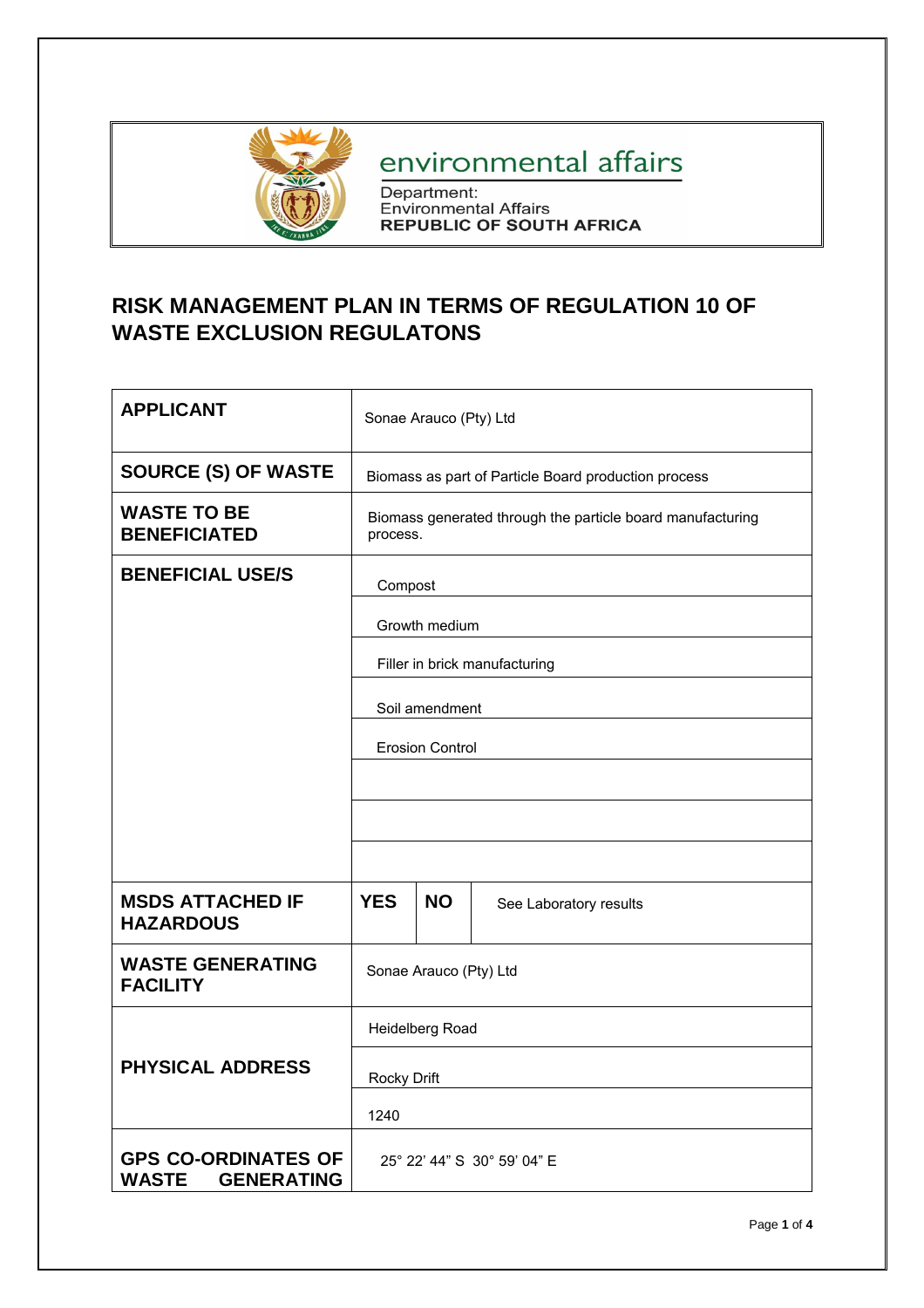environmental affairs

Department:
Environmental Affairs
**REPUBLIC OF SOUTH AFRICA**

# RISK MANAGEMENT PLAN IN TERMS OF REGULATION 10 OF WASTE EXCLUSION REGULATONS

| | | | |
|---|---|---|---|
| **APPLICANT** | Sonae Arauco (Pty) Ltd | | |
| **SOURCE (S) OF WASTE** | Biomass as part of Particle Board production process | | |
| **WASTE TO BE BENEFICIATED** | Biomass generated through the particle board manufacturing process. | | |
| **BENEFICIAL USE/S** | Compost | | |
| | Growth medium | | |
| | Filler in brick manufacturing | | |
| | Soil amendment | | |
| | Erosion Control | | |
| | | | |
| | | | |
| | | | |
| **MSDS ATTACHED IF HAZARDOUS** | **YES** | **NO** | See Laboratory results |
| **WASTE GENERATING FACILITY** | Sonae Arauco (Pty) Ltd | | |
| **PHYSICAL ADDRESS** | Heidelberg Road | | |
| | Rocky Drift | | |
| | 1240 | | |
| **GPS CO-ORDINATES OF WASTE GENERATING** | 25° 22' 44" S 30° 59' 04" E | | |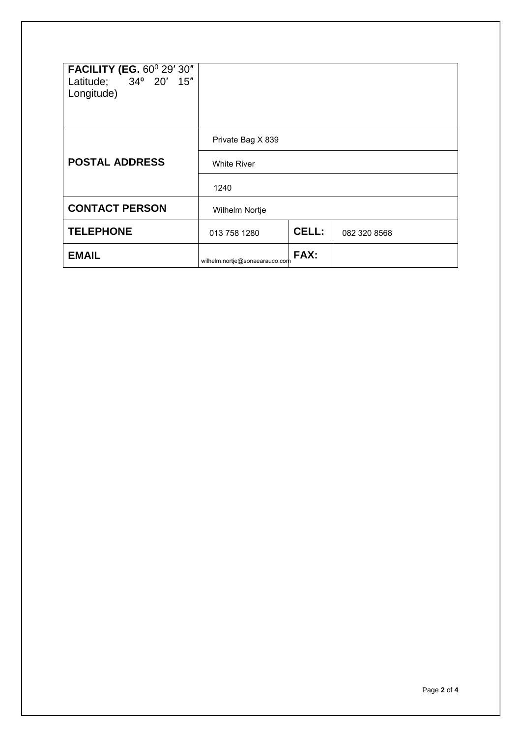| **FACILITY (EG.** $60^0$ 29′ 30″ Latitude; 34º 20′ 15″ Longitude) | | | |
|---|---|---|---|
| **POSTAL ADDRESS** | Private Bag X 839 | | |
| | White River | | |
| | 1240 | | |
| **CONTACT PERSON** | Wilhelm Nortje | | |
| **TELEPHONE** | 013 758 1280 | **CELL:** | 082 320 8568 |
| **EMAIL** | wilhelm.nortje@sonaearauco.com | **FAX:** | |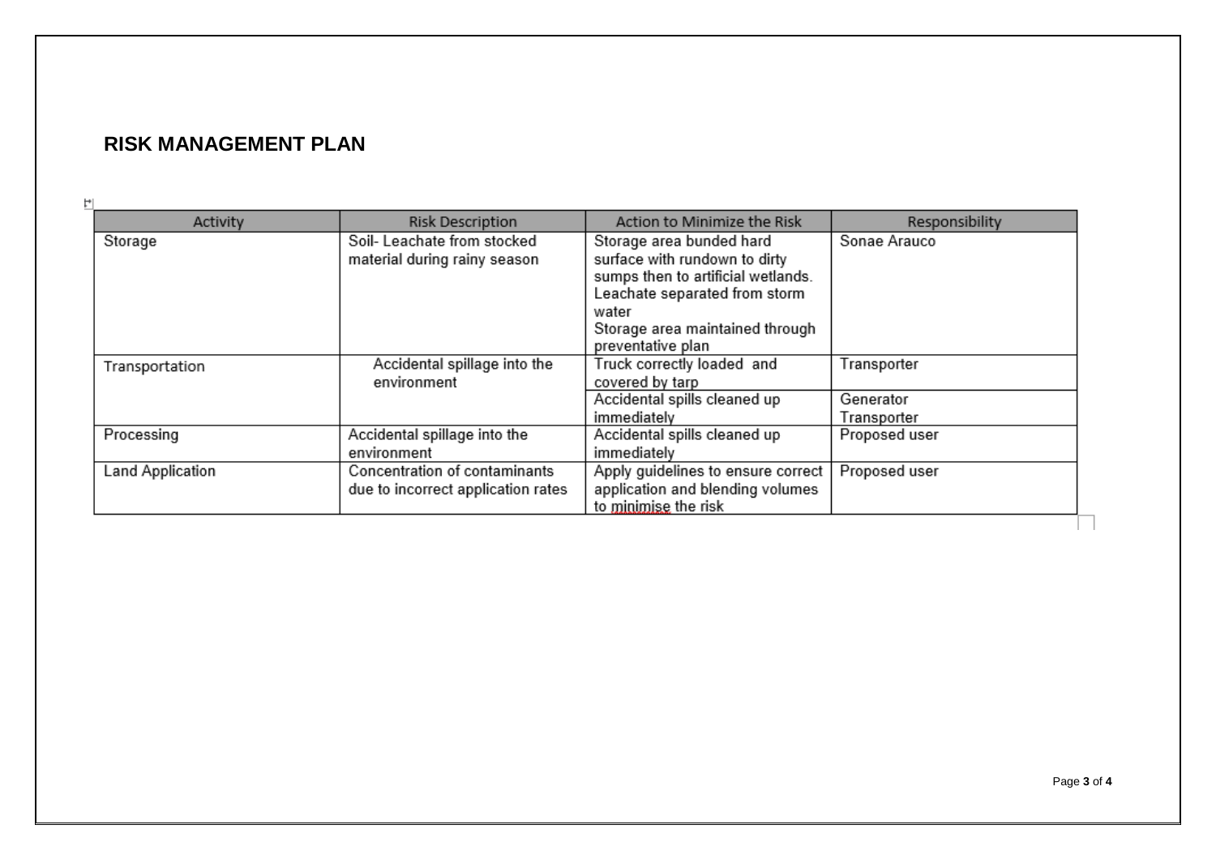## RISK MANAGEMENT PLAN

| Activity | Risk Description | Action to Minimize the Risk | Responsibility |
|---|---|---|---|
| Storage | Soil- Leachate from stocked material during rainy season | Storage area bunded hard surface with rundown to dirty sumps then to artificial wetlands. Leachate separated from storm water<br>Storage area maintained through preventative plan | Sonae Arauco |
| Transportation | Accidental spillage into the environment | Truck correctly loaded and covered by tarp | Transporter |
| | | Accidental spills cleaned up immediately | Generator<br>Transporter |
| Processing | Accidental spillage into the environment | Accidental spills cleaned up immediately | Proposed user |
| Land Application | Concentration of contaminants due to incorrect application rates | Apply guidelines to ensure correct application and blending volumes to minimise the risk | Proposed user |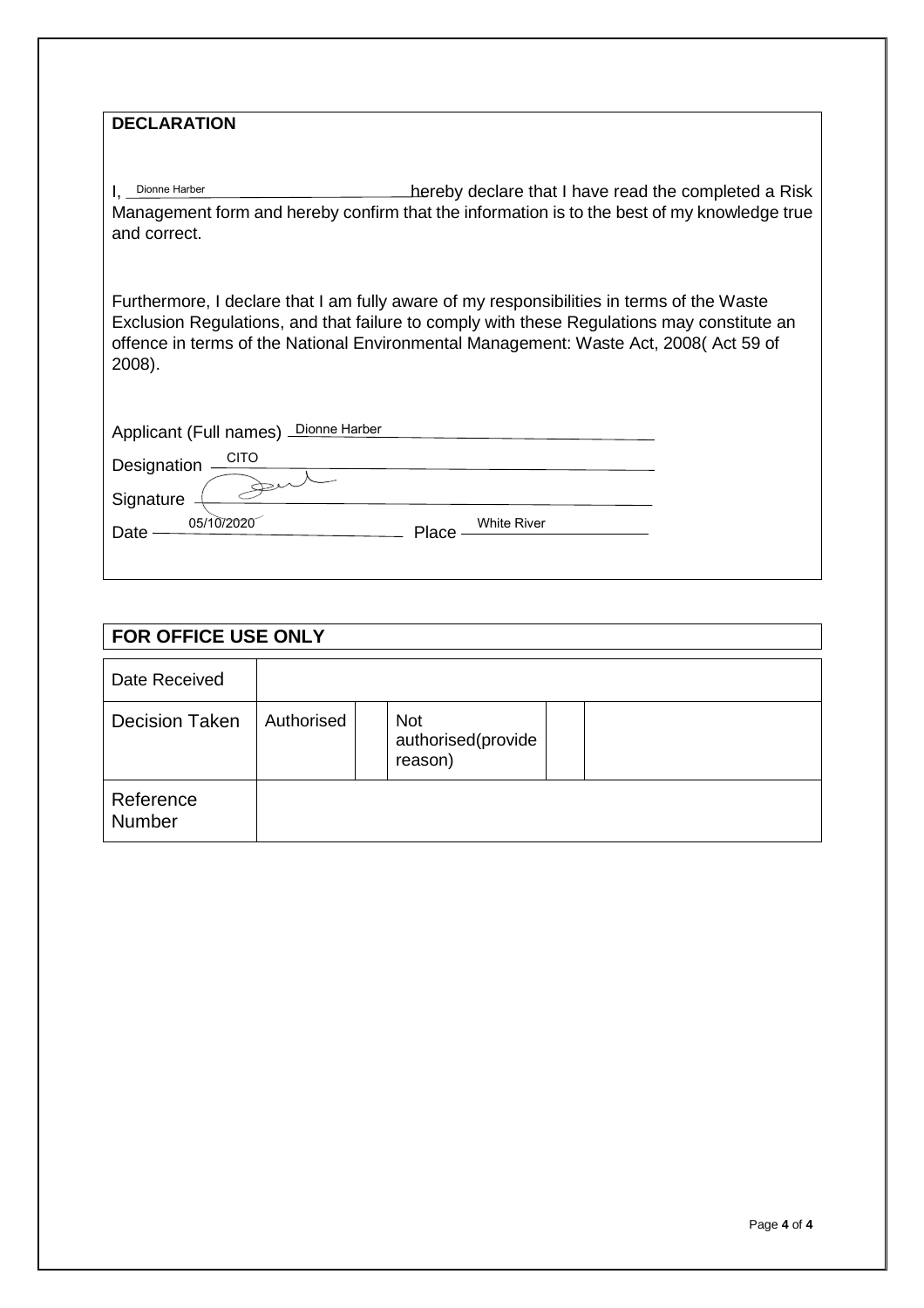## DECLARATION

I, Dionne Harber hereby declare that I have read the completed a Risk Management form and hereby confirm that the information is to the best of my knowledge true and correct.

Furthermore, I declare that I am fully aware of my responsibilities in terms of the Waste Exclusion Regulations, and that failure to comply with these Regulations may constitute an offence in terms of the National Environmental Management: Waste Act, 2008( Act 59 of 2008).

Applicant (Full names) Dionne Harber

Designation CITO

Signature

Date 05/10/2020 Place White River

## FOR OFFICE USE ONLY

| | | | | | |
|---|---|---|---|---|---|
| Date Received | | | | | |
| Decision Taken | Authorised | | Not authorised(provide reason) | | |
| Reference Number | | | | | |